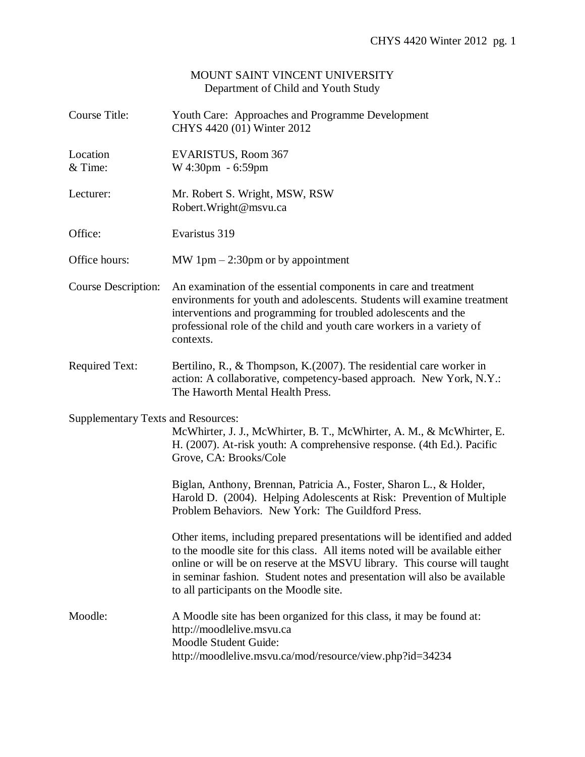MOUNT SAINT VINCENT UNIVERSITY
Department of Child and Youth Study

**Course Title:** Youth Care: Approaches and Programme Development
CHYS 4420 (01) Winter 2012

**Location & Time:** EVARISTUS, Room 367
W 4:30pm - 6:59pm

**Lecturer:** Mr. Robert S. Wright, MSW, RSW
Robert.Wright@msvu.ca

**Office:** Evaristus 319

**Office hours:** MW 1pm – 2:30pm or by appointment

**Course Description:** An examination of the essential components in care and treatment environments for youth and adolescents. Students will examine treatment interventions and programming for troubled adolescents and the professional role of the child and youth care workers in a variety of contexts.

**Required Text:** Bertilino, R., & Thompson, K.(2007). The residential care worker in action: A collaborative, competency-based approach. New York, N.Y.: The Haworth Mental Health Press.

**Supplementary Texts and Resources:**

McWhirter, J. J., McWhirter, B. T., McWhirter, A. M., & McWhirter, E. H. (2007). At-risk youth: A comprehensive response. (4th Ed.). Pacific Grove, CA: Brooks/Cole

Biglan, Anthony, Brennan, Patricia A., Foster, Sharon L., & Holder, Harold D. (2004). Helping Adolescents at Risk: Prevention of Multiple Problem Behaviors. New York: The Guildford Press.

Other items, including prepared presentations will be identified and added to the moodle site for this class. All items noted will be available either online or will be on reserve at the MSVU library. This course will taught in seminar fashion. Student notes and presentation will also be available to all participants on the Moodle site.

**Moodle:** A Moodle site has been organized for this class, it may be found at:
http://moodlelive.msvu.ca
Moodle Student Guide:
http://moodlelive.msvu.ca/mod/resource/view.php?id=34234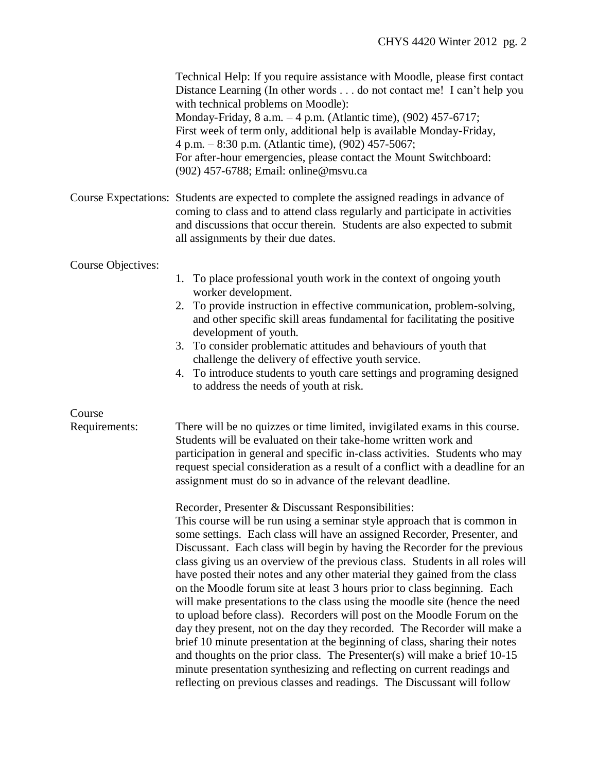Technical Help: If you require assistance with Moodle, please first contact Distance Learning (In other words . . . do not contact me! I can't help you with technical problems on Moodle):
Monday-Friday, 8 a.m. – 4 p.m. (Atlantic time), (902) 457-6717;
First week of term only, additional help is available Monday-Friday, 4 p.m. – 8:30 p.m. (Atlantic time), (902) 457-5067;
For after-hour emergencies, please contact the Mount Switchboard: (902) 457-6788; Email: online@msvu.ca

**Course Expectations:** Students are expected to complete the assigned readings in advance of coming to class and to attend class regularly and participate in activities and discussions that occur therein. Students are also expected to submit all assignments by their due dates.

**Course Objectives:**

1. To place professional youth work in the context of ongoing youth worker development.
2. To provide instruction in effective communication, problem-solving, and other specific skill areas fundamental for facilitating the positive development of youth.
3. To consider problematic attitudes and behaviours of youth that challenge the delivery of effective youth service.
4. To introduce students to youth care settings and programing designed to address the needs of youth at risk.

**Course Requirements:** There will be no quizzes or time limited, invigilated exams in this course. Students will be evaluated on their take-home written work and participation in general and specific in-class activities. Students who may request special consideration as a result of a conflict with a deadline for an assignment must do so in advance of the relevant deadline.

Recorder, Presenter & Discussant Responsibilities:
This course will be run using a seminar style approach that is common in some settings. Each class will have an assigned Recorder, Presenter, and Discussant. Each class will begin by having the Recorder for the previous class giving us an overview of the previous class. Students in all roles will have posted their notes and any other material they gained from the class on the Moodle forum site at least 3 hours prior to class beginning. Each will make presentations to the class using the moodle site (hence the need to upload before class). Recorders will post on the Moodle Forum on the day they present, not on the day they recorded. The Recorder will make a brief 10 minute presentation at the beginning of class, sharing their notes and thoughts on the prior class. The Presenter(s) will make a brief 10-15 minute presentation synthesizing and reflecting on current readings and reflecting on previous classes and readings. The Discussant will follow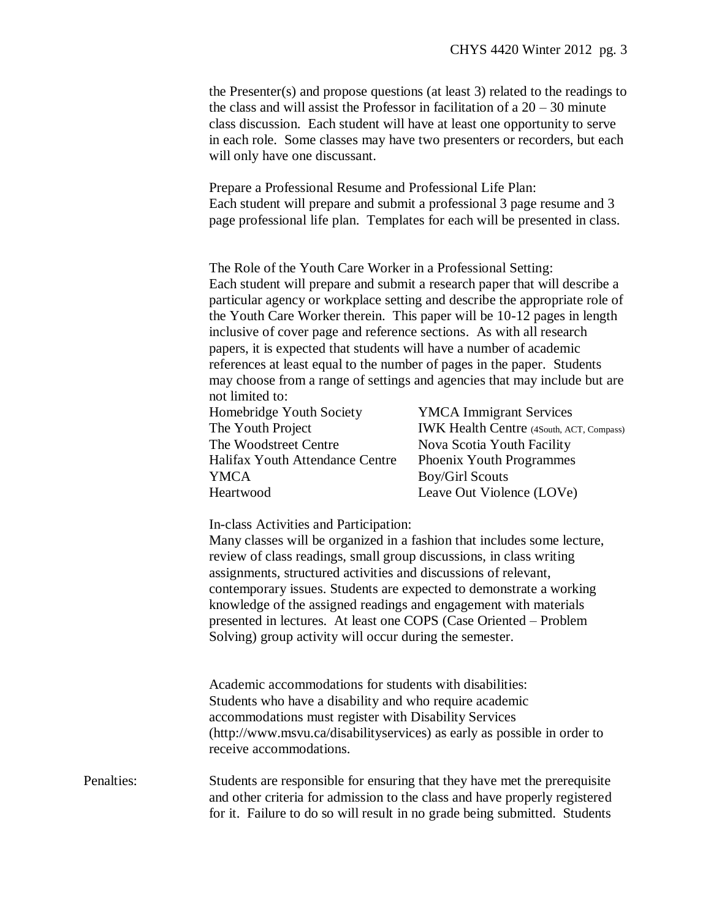the Presenter(s) and propose questions (at least 3) related to the readings to the class and will assist the Professor in facilitation of a 20 – 30 minute class discussion. Each student will have at least one opportunity to serve in each role. Some classes may have two presenters or recorders, but each will only have one discussant.

Prepare a Professional Resume and Professional Life Plan:
Each student will prepare and submit a professional 3 page resume and 3 page professional life plan. Templates for each will be presented in class.

The Role of the Youth Care Worker in a Professional Setting:
Each student will prepare and submit a research paper that will describe a particular agency or workplace setting and describe the appropriate role of the Youth Care Worker therein. This paper will be 10-12 pages in length inclusive of cover page and reference sections. As with all research papers, it is expected that students will have a number of academic references at least equal to the number of pages in the paper. Students may choose from a range of settings and agencies that may include but are not limited to:

| | |
|---|---|
| Homebridge Youth Society | YMCA Immigrant Services |
| The Youth Project | IWK Health Centre (4South, ACT, Compass) |
| The Woodstreet Centre | Nova Scotia Youth Facility |
| Halifax Youth Attendance Centre | Phoenix Youth Programmes |
| YMCA | Boy/Girl Scouts |
| Heartwood | Leave Out Violence (LOVe) |

In-class Activities and Participation:
Many classes will be organized in a fashion that includes some lecture, review of class readings, small group discussions, in class writing assignments, structured activities and discussions of relevant, contemporary issues. Students are expected to demonstrate a working knowledge of the assigned readings and engagement with materials presented in lectures. At least one COPS (Case Oriented – Problem Solving) group activity will occur during the semester.

Academic accommodations for students with disabilities:
Students who have a disability and who require academic accommodations must register with Disability Services (http://www.msvu.ca/disabilityservices) as early as possible in order to receive accommodations.

Penalties: Students are responsible for ensuring that they have met the prerequisite and other criteria for admission to the class and have properly registered for it. Failure to do so will result in no grade being submitted. Students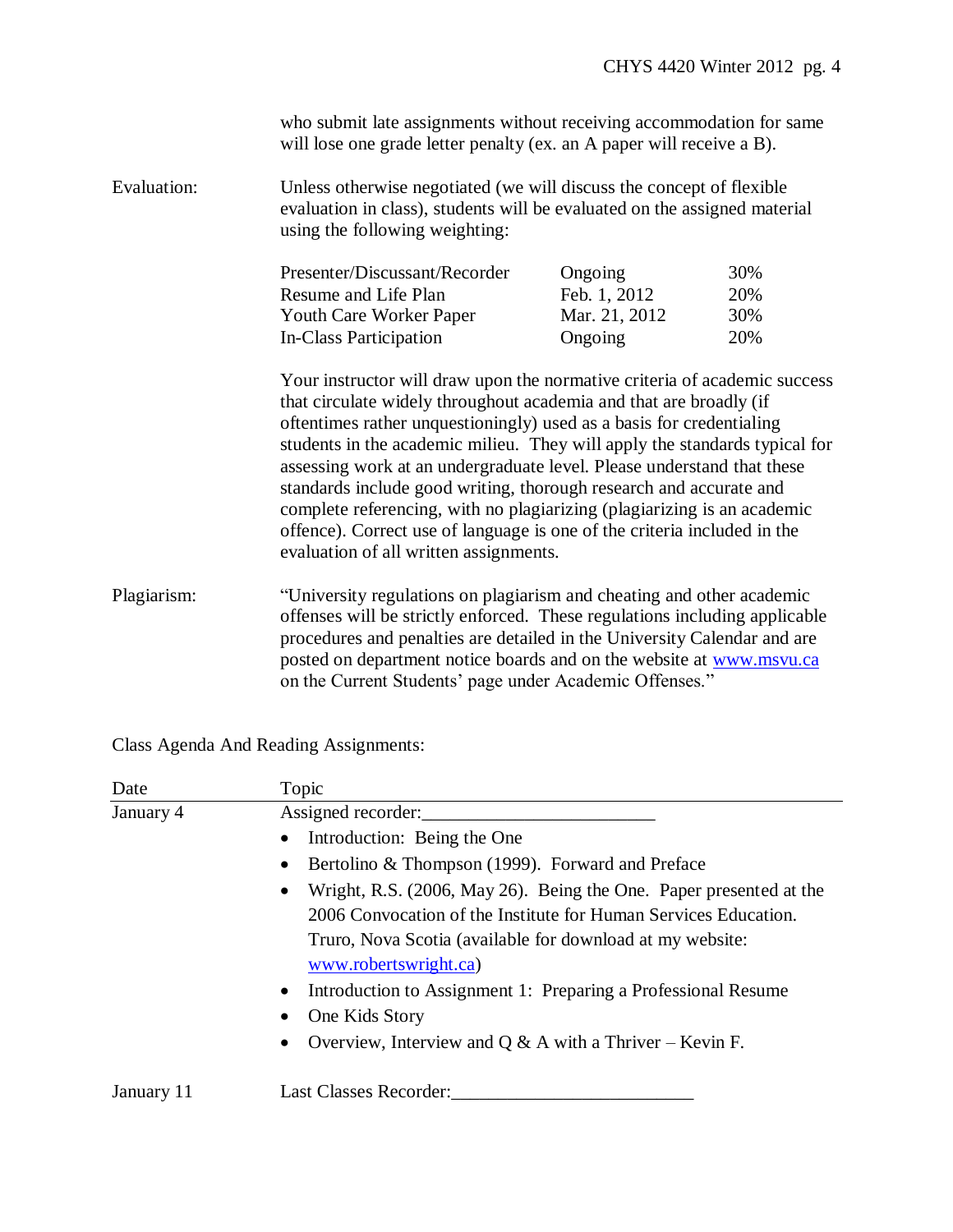who submit late assignments without receiving accommodation for same will lose one grade letter penalty (ex. an A paper will receive a B).

**Evaluation:** Unless otherwise negotiated (we will discuss the concept of flexible evaluation in class), students will be evaluated on the assigned material using the following weighting:

| | | |
|---|---|---|
| Presenter/Discussant/Recorder | Ongoing | 30% |
| Resume and Life Plan | Feb. 1, 2012 | 20% |
| Youth Care Worker Paper | Mar. 21, 2012 | 30% |
| In-Class Participation | Ongoing | 20% |

Your instructor will draw upon the normative criteria of academic success that circulate widely throughout academia and that are broadly (if oftentimes rather unquestioningly) used as a basis for credentialing students in the academic milieu. They will apply the standards typical for assessing work at an undergraduate level. Please understand that these standards include good writing, thorough research and accurate and complete referencing, with no plagiarizing (plagiarizing is an academic offence). Correct use of language is one of the criteria included in the evaluation of all written assignments.

**Plagiarism:** "University regulations on plagiarism and cheating and other academic offenses will be strictly enforced. These regulations including applicable procedures and penalties are detailed in the University Calendar and are posted on department notice boards and on the website at www.msvu.ca on the Current Students' page under Academic Offenses."

Class Agenda And Reading Assignments:

| Date | Topic |
|---|---|
| January 4 | Assigned recorder:________________________ |
| | • Introduction: Being the One |
| | • Bertolino & Thompson (1999). Forward and Preface |
| | • Wright, R.S. (2006, May 26). Being the One. Paper presented at the 2006 Convocation of the Institute for Human Services Education. Truro, Nova Scotia (available for download at my website: www.robertswright.ca) |
| | • Introduction to Assignment 1: Preparing a Professional Resume |
| | • One Kids Story |
| | • Overview, Interview and Q & A with a Thriver – Kevin F. |
| January 11 | Last Classes Recorder:_________________________ |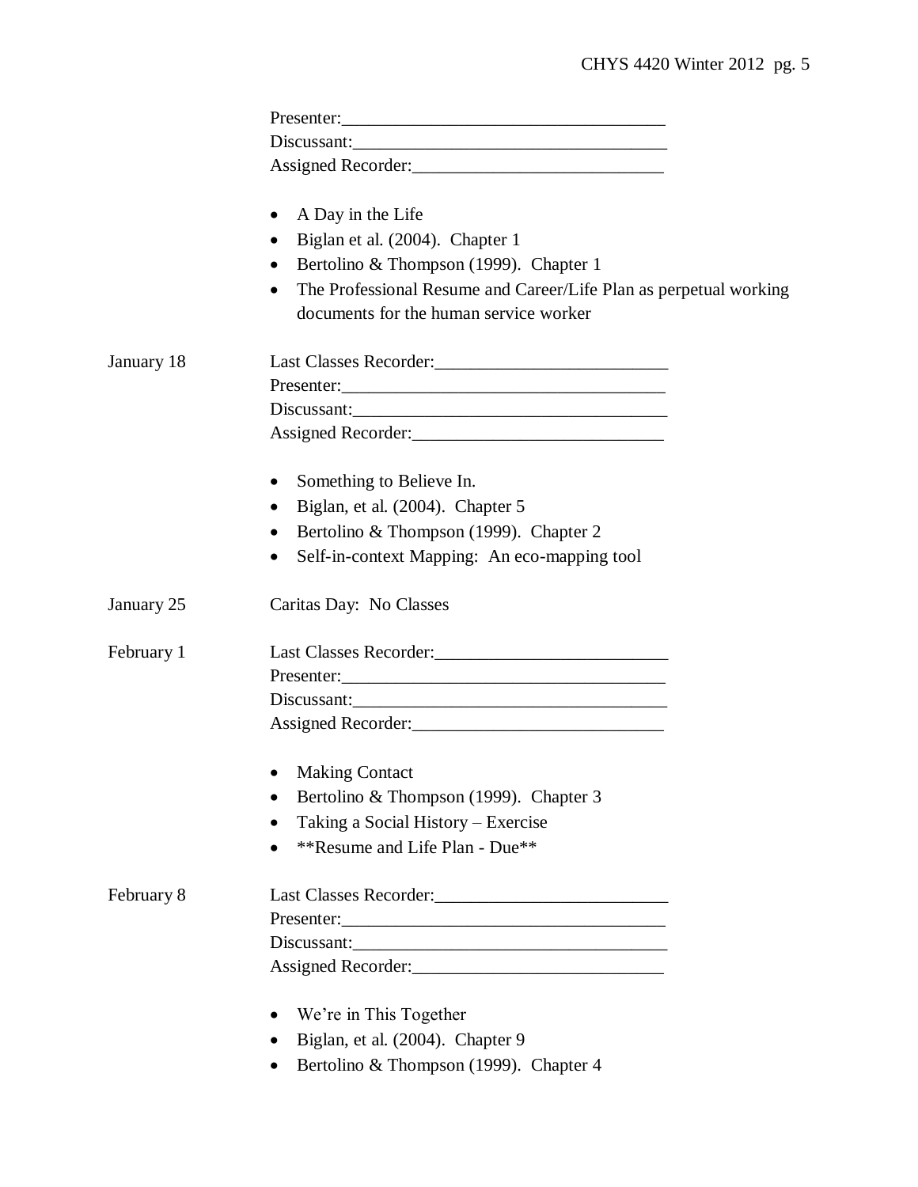Presenter:___________________________________
Discussant:__________________________________
Assigned Recorder:___________________________

- A Day in the Life
- Biglan et al. (2004). Chapter 1
- Bertolino & Thompson (1999). Chapter 1
- The Professional Resume and Career/Life Plan as perpetual working documents for the human service worker

January 18

Last Classes Recorder:_________________________
Presenter:___________________________________
Discussant:__________________________________
Assigned Recorder:___________________________

- Something to Believe In.
- Biglan, et al. (2004). Chapter 5
- Bertolino & Thompson (1999). Chapter 2
- Self-in-context Mapping: An eco-mapping tool

January 25

Caritas Day: No Classes

February 1

Last Classes Recorder:_________________________
Presenter:___________________________________
Discussant:__________________________________
Assigned Recorder:___________________________

- Making Contact
- Bertolino & Thompson (1999). Chapter 3
- Taking a Social History – Exercise
- **Resume and Life Plan - Due**

February 8

Last Classes Recorder:_________________________
Presenter:___________________________________
Discussant:__________________________________
Assigned Recorder:___________________________

- We're in This Together
- Biglan, et al. (2004). Chapter 9
- Bertolino & Thompson (1999). Chapter 4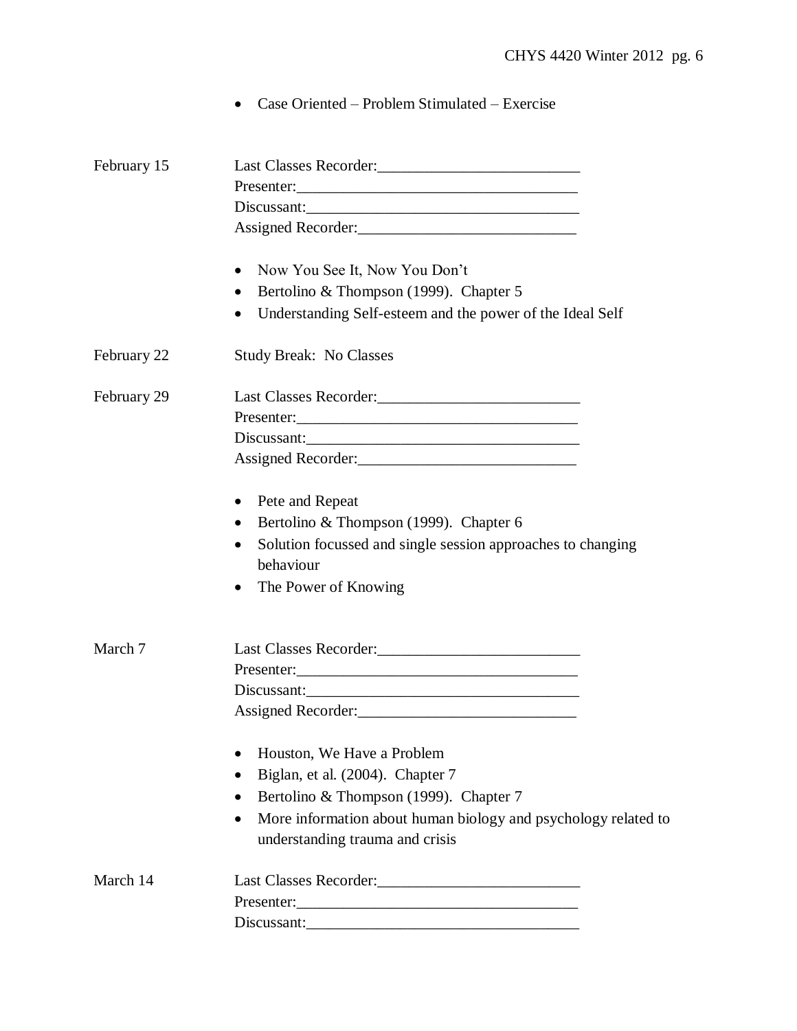- Case Oriented – Problem Stimulated – Exercise

February 15

Last Classes Recorder:\_\_\_\_\_\_\_\_\_\_\_\_\_\_\_\_\_\_\_\_\_\_\_\_\_\_

Presenter:\_\_\_\_\_\_\_\_\_\_\_\_\_\_\_\_\_\_\_\_\_\_\_\_\_\_\_\_\_\_\_\_\_\_\_\_

Discussant:\_\_\_\_\_\_\_\_\_\_\_\_\_\_\_\_\_\_\_\_\_\_\_\_\_\_\_\_\_\_\_\_\_\_\_

Assigned Recorder:\_\_\_\_\_\_\_\_\_\_\_\_\_\_\_\_\_\_\_\_\_\_\_\_\_\_\_\_

- Now You See It, Now You Don't
- Bertolino & Thompson (1999). Chapter 5
- Understanding Self-esteem and the power of the Ideal Self

February 22

Study Break: No Classes

February 29

Last Classes Recorder:\_\_\_\_\_\_\_\_\_\_\_\_\_\_\_\_\_\_\_\_\_\_\_\_\_\_

Presenter:\_\_\_\_\_\_\_\_\_\_\_\_\_\_\_\_\_\_\_\_\_\_\_\_\_\_\_\_\_\_\_\_\_\_\_\_

Discussant:\_\_\_\_\_\_\_\_\_\_\_\_\_\_\_\_\_\_\_\_\_\_\_\_\_\_\_\_\_\_\_\_\_\_\_

Assigned Recorder:\_\_\_\_\_\_\_\_\_\_\_\_\_\_\_\_\_\_\_\_\_\_\_\_\_\_\_\_

- Pete and Repeat
- Bertolino & Thompson (1999). Chapter 6
- Solution focussed and single session approaches to changing behaviour
- The Power of Knowing

March 7

Last Classes Recorder:\_\_\_\_\_\_\_\_\_\_\_\_\_\_\_\_\_\_\_\_\_\_\_\_\_\_

Presenter:\_\_\_\_\_\_\_\_\_\_\_\_\_\_\_\_\_\_\_\_\_\_\_\_\_\_\_\_\_\_\_\_\_\_\_\_

Discussant:\_\_\_\_\_\_\_\_\_\_\_\_\_\_\_\_\_\_\_\_\_\_\_\_\_\_\_\_\_\_\_\_\_\_\_

Assigned Recorder:\_\_\_\_\_\_\_\_\_\_\_\_\_\_\_\_\_\_\_\_\_\_\_\_\_\_\_\_

- Houston, We Have a Problem
- Biglan, et al. (2004). Chapter 7
- Bertolino & Thompson (1999). Chapter 7
- More information about human biology and psychology related to understanding trauma and crisis

March 14

Last Classes Recorder:\_\_\_\_\_\_\_\_\_\_\_\_\_\_\_\_\_\_\_\_\_\_\_\_\_\_

Presenter:\_\_\_\_\_\_\_\_\_\_\_\_\_\_\_\_\_\_\_\_\_\_\_\_\_\_\_\_\_\_\_\_\_\_\_\_

Discussant:\_\_\_\_\_\_\_\_\_\_\_\_\_\_\_\_\_\_\_\_\_\_\_\_\_\_\_\_\_\_\_\_\_\_\_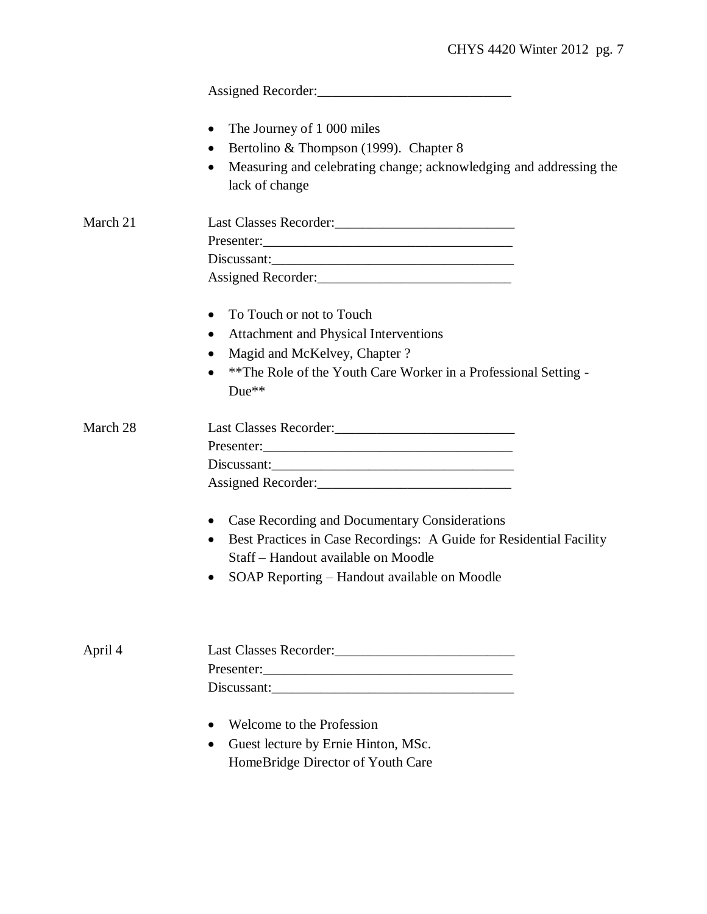Assigned Recorder:____________________________

- The Journey of 1 000 miles
- Bertolino & Thompson (1999). Chapter 8
- Measuring and celebrating change; acknowledging and addressing the lack of change

March 21

Last Classes Recorder:__________________________
Presenter:____________________________________
Discussant:___________________________________
Assigned Recorder:____________________________

- To Touch or not to Touch
- Attachment and Physical Interventions
- Magid and McKelvey, Chapter ?
- **The Role of the Youth Care Worker in a Professional Setting - Due**

March 28

Last Classes Recorder:__________________________
Presenter:____________________________________
Discussant:___________________________________
Assigned Recorder:____________________________

- Case Recording and Documentary Considerations
- Best Practices in Case Recordings: A Guide for Residential Facility Staff – Handout available on Moodle
- SOAP Reporting – Handout available on Moodle

April 4

Last Classes Recorder:__________________________
Presenter:____________________________________
Discussant:___________________________________

- Welcome to the Profession
- Guest lecture by Ernie Hinton, MSc.
  HomeBridge Director of Youth Care